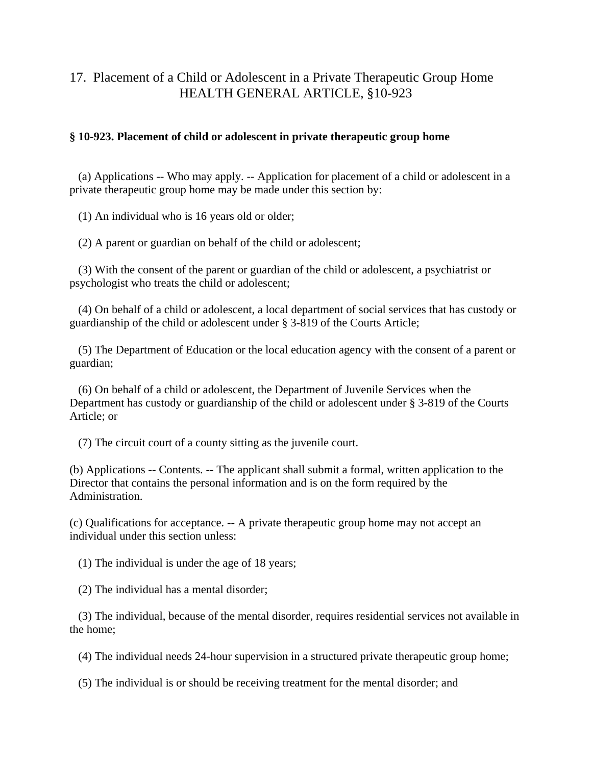# 17. Placement of a Child or Adolescent in a Private Therapeutic Group Home HEALTH GENERAL ARTICLE, §10-923

**§ 10-923. Placement of child or adolescent in private therapeutic group home**

(a) Applications -- Who may apply. -- Application for placement of a child or adolescent in a private therapeutic group home may be made under this section by:

(1) An individual who is 16 years old or older;

(2) A parent or guardian on behalf of the child or adolescent;

(3) With the consent of the parent or guardian of the child or adolescent, a psychiatrist or psychologist who treats the child or adolescent;

(4) On behalf of a child or adolescent, a local department of social services that has custody or guardianship of the child or adolescent under § 3-819 of the Courts Article;

(5) The Department of Education or the local education agency with the consent of a parent or guardian;

(6) On behalf of a child or adolescent, the Department of Juvenile Services when the Department has custody or guardianship of the child or adolescent under § 3-819 of the Courts Article; or

(7) The circuit court of a county sitting as the juvenile court.

(b) Applications -- Contents. -- The applicant shall submit a formal, written application to the Director that contains the personal information and is on the form required by the Administration.

(c) Qualifications for acceptance. -- A private therapeutic group home may not accept an individual under this section unless:

(1) The individual is under the age of 18 years;

(2) The individual has a mental disorder;

(3) The individual, because of the mental disorder, requires residential services not available in the home;

(4) The individual needs 24-hour supervision in a structured private therapeutic group home;

(5) The individual is or should be receiving treatment for the mental disorder; and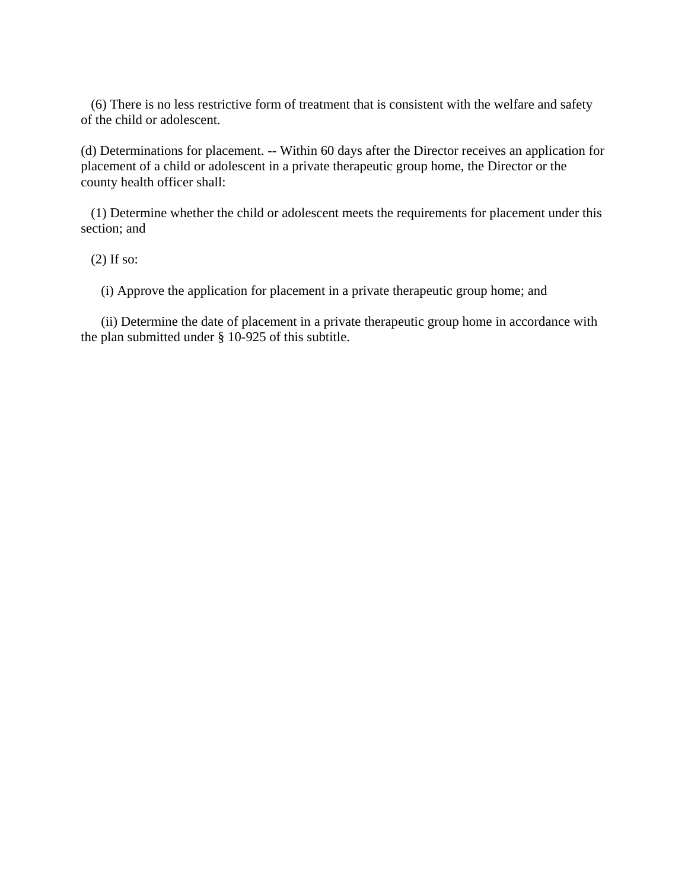(6) There is no less restrictive form of treatment that is consistent with the welfare and safety of the child or adolescent.

(d) Determinations for placement. -- Within 60 days after the Director receives an application for placement of a child or adolescent in a private therapeutic group home, the Director or the county health officer shall:

(1) Determine whether the child or adolescent meets the requirements for placement under this section; and

(2) If so:

(i) Approve the application for placement in a private therapeutic group home; and

(ii) Determine the date of placement in a private therapeutic group home in accordance with the plan submitted under § 10-925 of this subtitle.